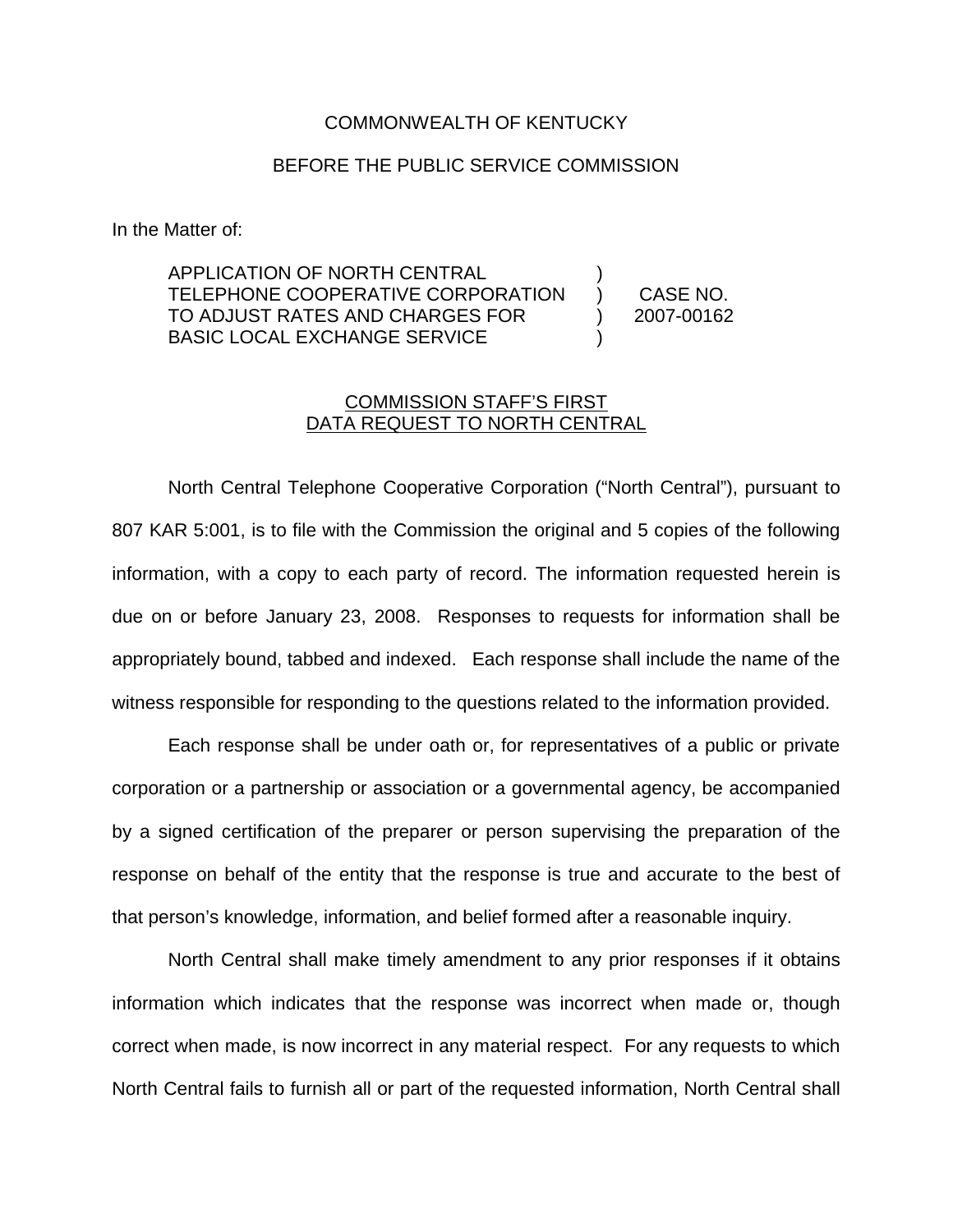COMMONWEALTH OF KENTUCKY

BEFORE THE PUBLIC SERVICE COMMISSION

In the Matter of:

| | | |
|---|---|---|
| APPLICATION OF NORTH CENTRAL TELEPHONE COOPERATIVE CORPORATION TO ADJUST RATES AND CHARGES FOR BASIC LOCAL EXCHANGE SERVICE | ) ) ) ) | CASE NO. 2007-00162 |

COMMISSION STAFF'S FIRST DATA REQUEST TO NORTH CENTRAL

North Central Telephone Cooperative Corporation ("North Central"), pursuant to 807 KAR 5:001, is to file with the Commission the original and 5 copies of the following information, with a copy to each party of record. The information requested herein is due on or before January 23, 2008. Responses to requests for information shall be appropriately bound, tabbed and indexed. Each response shall include the name of the witness responsible for responding to the questions related to the information provided.

Each response shall be under oath or, for representatives of a public or private corporation or a partnership or association or a governmental agency, be accompanied by a signed certification of the preparer or person supervising the preparation of the response on behalf of the entity that the response is true and accurate to the best of that person's knowledge, information, and belief formed after a reasonable inquiry.

North Central shall make timely amendment to any prior responses if it obtains information which indicates that the response was incorrect when made or, though correct when made, is now incorrect in any material respect. For any requests to which North Central fails to furnish all or part of the requested information, North Central shall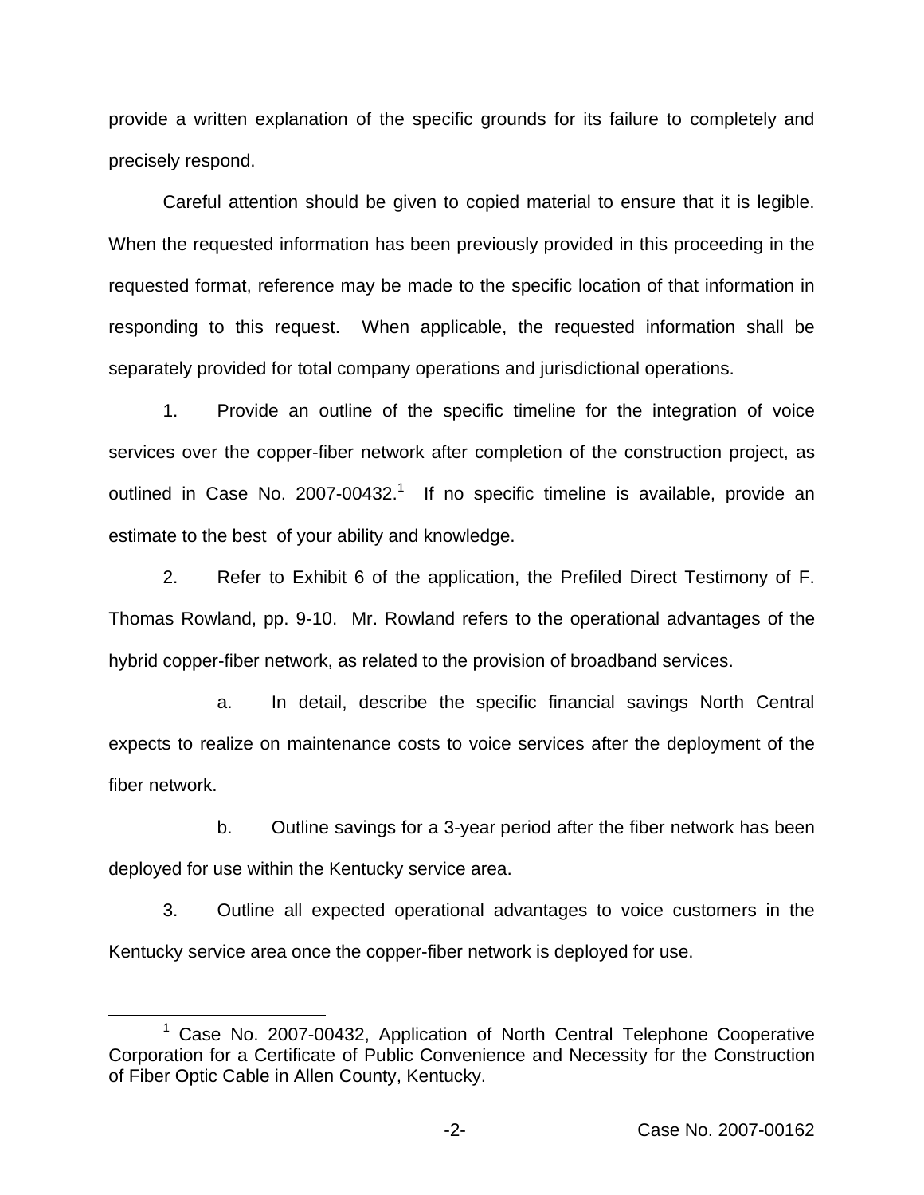provide a written explanation of the specific grounds for its failure to completely and precisely respond.

Careful attention should be given to copied material to ensure that it is legible. When the requested information has been previously provided in this proceeding in the requested format, reference may be made to the specific location of that information in responding to this request. When applicable, the requested information shall be separately provided for total company operations and jurisdictional operations.

1. Provide an outline of the specific timeline for the integration of voice services over the copper-fiber network after completion of the construction project, as outlined in Case No. 2007-00432.[1] If no specific timeline is available, provide an estimate to the best of your ability and knowledge.

2. Refer to Exhibit 6 of the application, the Prefiled Direct Testimony of F. Thomas Rowland, pp. 9-10. Mr. Rowland refers to the operational advantages of the hybrid copper-fiber network, as related to the provision of broadband services.

   a. In detail, describe the specific financial savings North Central expects to realize on maintenance costs to voice services after the deployment of the fiber network.

   b. Outline savings for a 3-year period after the fiber network has been deployed for use within the Kentucky service area.

3. Outline all expected operational advantages to voice customers in the Kentucky service area once the copper-fiber network is deployed for use.

[1] Case No. 2007-00432, Application of North Central Telephone Cooperative Corporation for a Certificate of Public Convenience and Necessity for the Construction of Fiber Optic Cable in Allen County, Kentucky.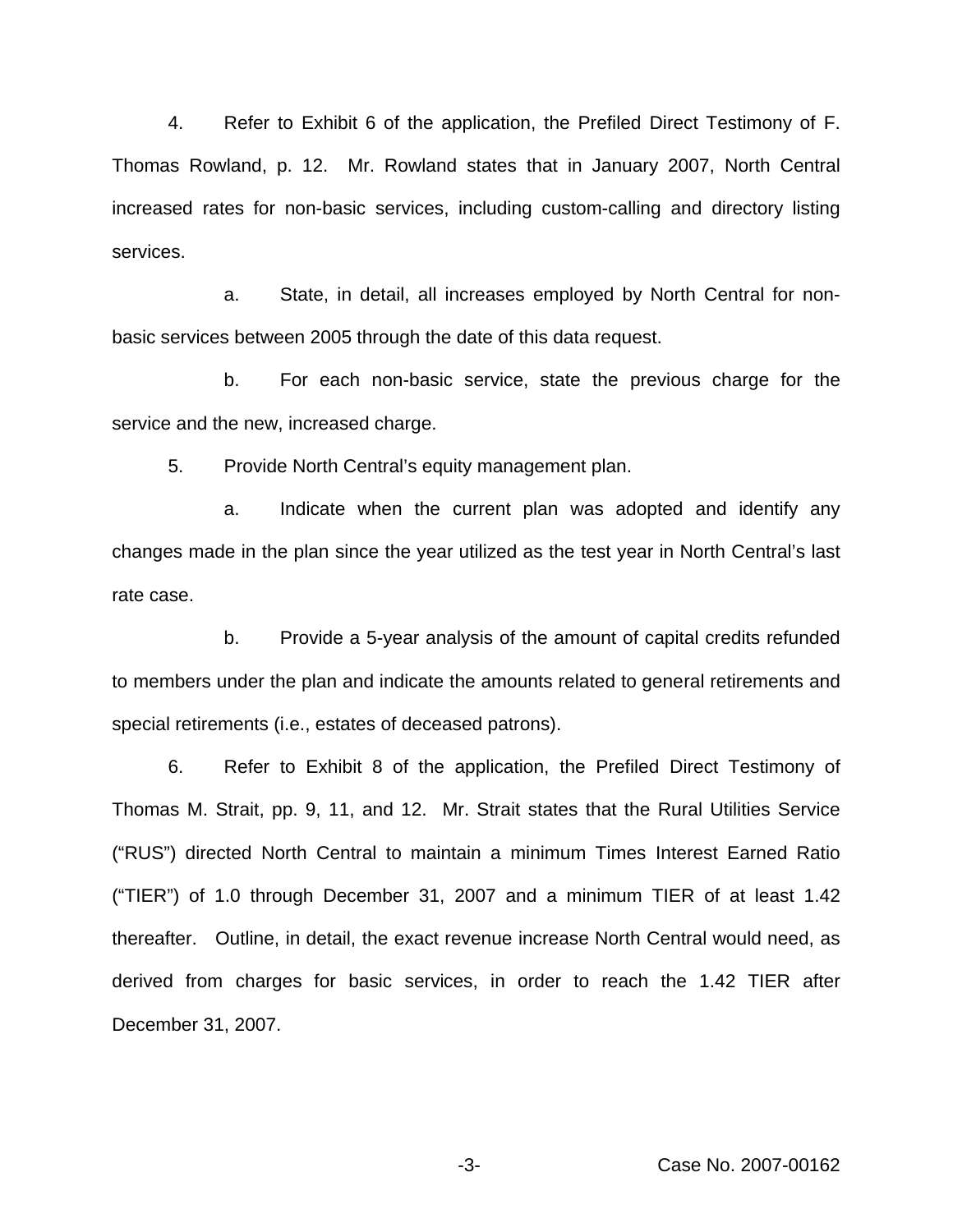4. Refer to Exhibit 6 of the application, the Prefiled Direct Testimony of F. Thomas Rowland, p. 12. Mr. Rowland states that in January 2007, North Central increased rates for non-basic services, including custom-calling and directory listing services.

a. State, in detail, all increases employed by North Central for non-basic services between 2005 through the date of this data request.

b. For each non-basic service, state the previous charge for the service and the new, increased charge.

5. Provide North Central's equity management plan.

a. Indicate when the current plan was adopted and identify any changes made in the plan since the year utilized as the test year in North Central's last rate case.

b. Provide a 5-year analysis of the amount of capital credits refunded to members under the plan and indicate the amounts related to general retirements and special retirements (i.e., estates of deceased patrons).

6. Refer to Exhibit 8 of the application, the Prefiled Direct Testimony of Thomas M. Strait, pp. 9, 11, and 12. Mr. Strait states that the Rural Utilities Service ("RUS") directed North Central to maintain a minimum Times Interest Earned Ratio ("TIER") of 1.0 through December 31, 2007 and a minimum TIER of at least 1.42 thereafter. Outline, in detail, the exact revenue increase North Central would need, as derived from charges for basic services, in order to reach the 1.42 TIER after December 31, 2007.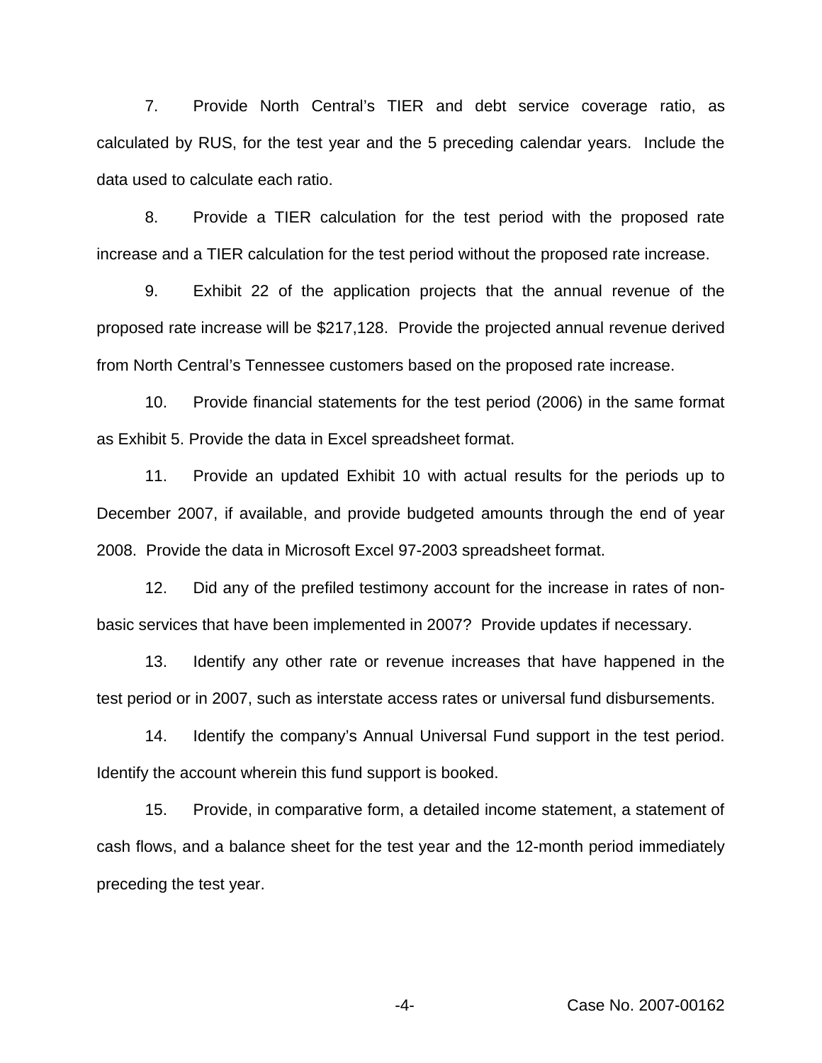7. Provide North Central's TIER and debt service coverage ratio, as calculated by RUS, for the test year and the 5 preceding calendar years. Include the data used to calculate each ratio.

8. Provide a TIER calculation for the test period with the proposed rate increase and a TIER calculation for the test period without the proposed rate increase.

9. Exhibit 22 of the application projects that the annual revenue of the proposed rate increase will be $217,128. Provide the projected annual revenue derived from North Central's Tennessee customers based on the proposed rate increase.

10. Provide financial statements for the test period (2006) in the same format as Exhibit 5. Provide the data in Excel spreadsheet format.

11. Provide an updated Exhibit 10 with actual results for the periods up to December 2007, if available, and provide budgeted amounts through the end of year 2008. Provide the data in Microsoft Excel 97-2003 spreadsheet format.

12. Did any of the prefiled testimony account for the increase in rates of non-basic services that have been implemented in 2007? Provide updates if necessary.

13. Identify any other rate or revenue increases that have happened in the test period or in 2007, such as interstate access rates or universal fund disbursements.

14. Identify the company's Annual Universal Fund support in the test period. Identify the account wherein this fund support is booked.

15. Provide, in comparative form, a detailed income statement, a statement of cash flows, and a balance sheet for the test year and the 12-month period immediately preceding the test year.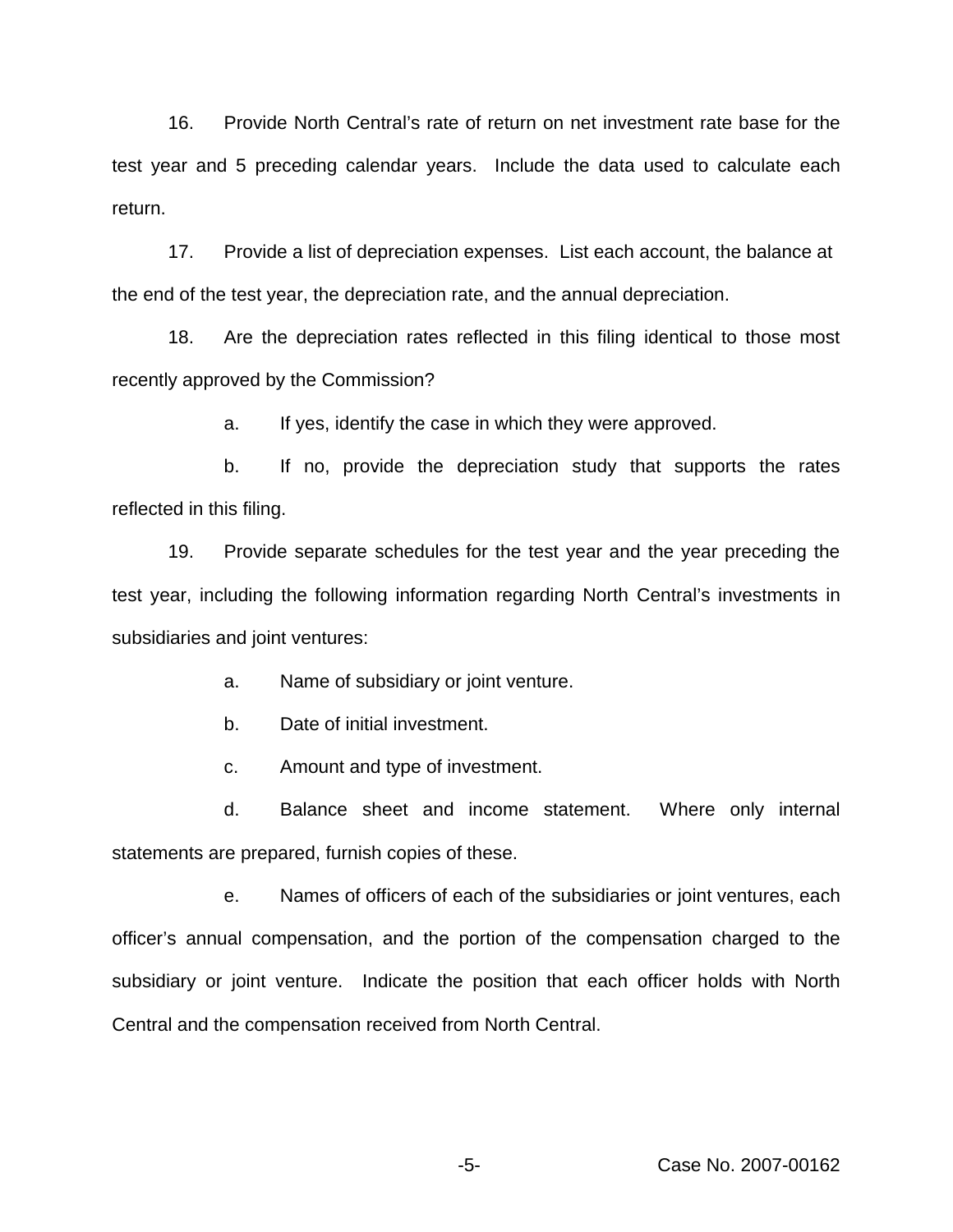16. Provide North Central's rate of return on net investment rate base for the test year and 5 preceding calendar years. Include the data used to calculate each return.

17. Provide a list of depreciation expenses. List each account, the balance at the end of the test year, the depreciation rate, and the annual depreciation.

18. Are the depreciation rates reflected in this filing identical to those most recently approved by the Commission?

   a. If yes, identify the case in which they were approved.

   b. If no, provide the depreciation study that supports the rates reflected in this filing.

19. Provide separate schedules for the test year and the year preceding the test year, including the following information regarding North Central's investments in subsidiaries and joint ventures:

   a. Name of subsidiary or joint venture.

   b. Date of initial investment.

   c. Amount and type of investment.

   d. Balance sheet and income statement. Where only internal statements are prepared, furnish copies of these.

   e. Names of officers of each of the subsidiaries or joint ventures, each officer's annual compensation, and the portion of the compensation charged to the subsidiary or joint venture. Indicate the position that each officer holds with North Central and the compensation received from North Central.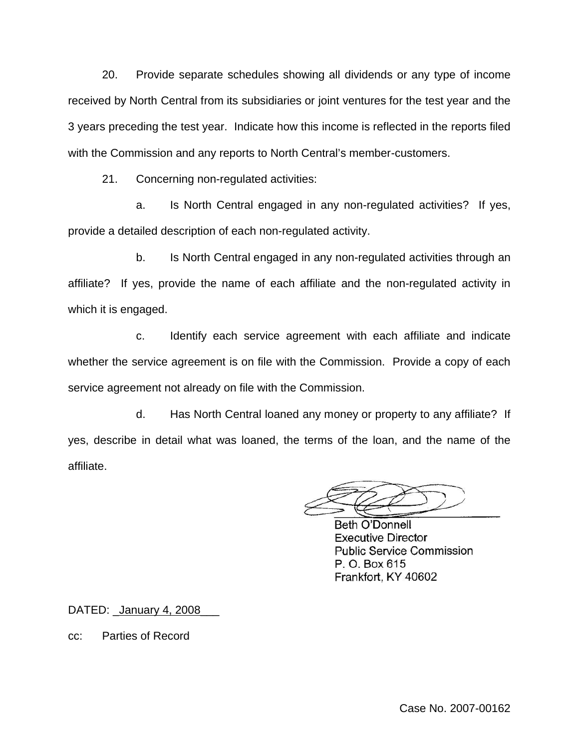20. Provide separate schedules showing all dividends or any type of income received by North Central from its subsidiaries or joint ventures for the test year and the 3 years preceding the test year. Indicate how this income is reflected in the reports filed with the Commission and any reports to North Central's member-customers.

21. Concerning non-regulated activities:

a. Is North Central engaged in any non-regulated activities? If yes, provide a detailed description of each non-regulated activity.

b. Is North Central engaged in any non-regulated activities through an affiliate? If yes, provide the name of each affiliate and the non-regulated activity in which it is engaged.

c. Identify each service agreement with each affiliate and indicate whether the service agreement is on file with the Commission. Provide a copy of each service agreement not already on file with the Commission.

d. Has North Central loaned any money or property to any affiliate? If yes, describe in detail what was loaned, the terms of the loan, and the name of the affiliate.

Beth O'Donnell
Executive Director
Public Service Commission
P. O. Box 615
Frankfort, KY 40602

DATED: _January 4, 2008___

cc: Parties of Record

Case No. 2007-00162